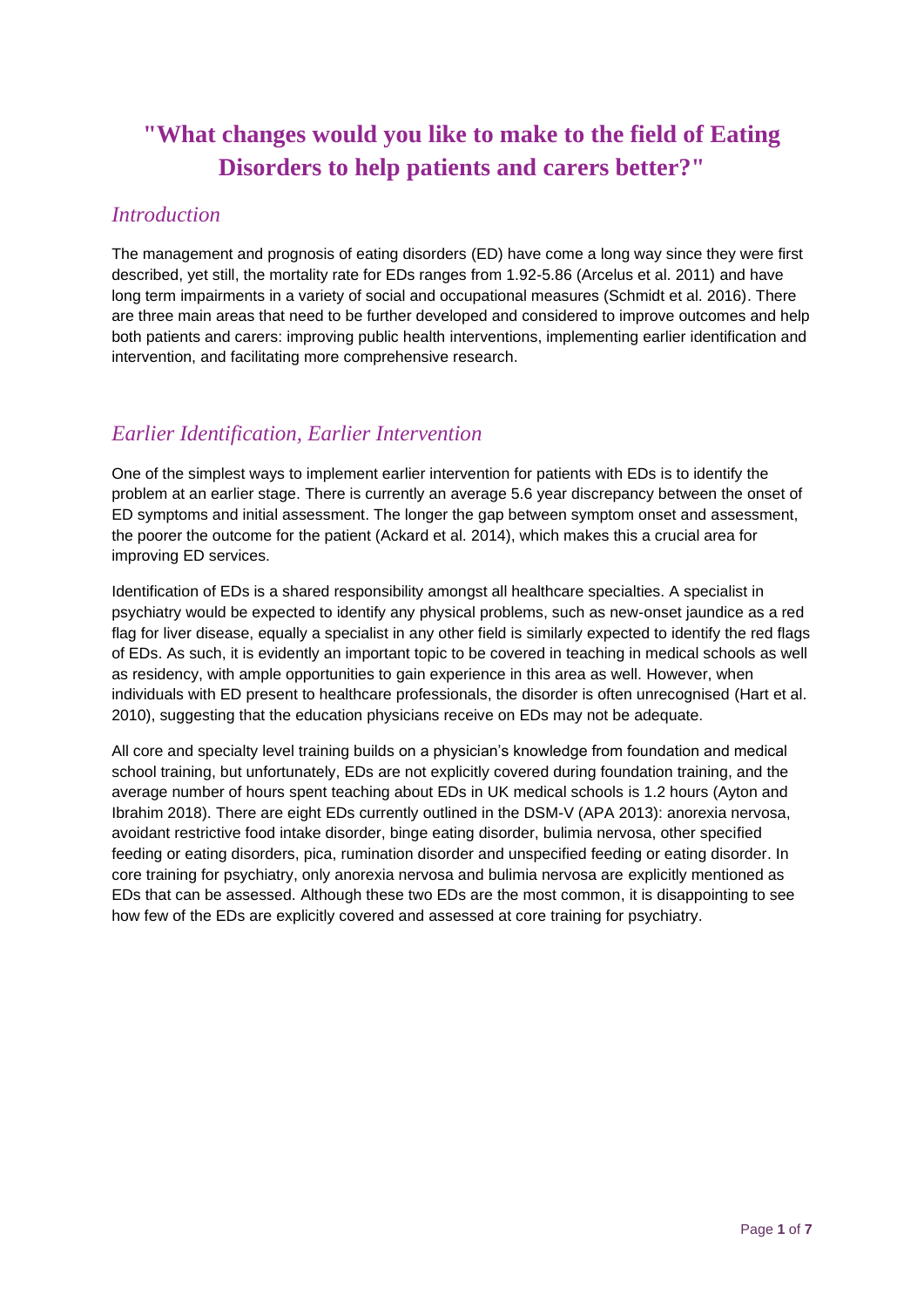# "What changes would you like to make to the field of Eating Disorders to help patients and carers better?"

## *Introduction*

The management and prognosis of eating disorders (ED) have come a long way since they were first described, yet still, the mortality rate for EDs ranges from 1.92-5.86 (Arcelus et al. 2011) and have long term impairments in a variety of social and occupational measures (Schmidt et al. 2016). There are three main areas that need to be further developed and considered to improve outcomes and help both patients and carers: improving public health interventions, implementing earlier identification and intervention, and facilitating more comprehensive research.

## *Earlier Identification, Earlier Intervention*

One of the simplest ways to implement earlier intervention for patients with EDs is to identify the problem at an earlier stage. There is currently an average 5.6 year discrepancy between the onset of ED symptoms and initial assessment. The longer the gap between symptom onset and assessment, the poorer the outcome for the patient (Ackard et al. 2014), which makes this a crucial area for improving ED services.

Identification of EDs is a shared responsibility amongst all healthcare specialties. A specialist in psychiatry would be expected to identify any physical problems, such as new-onset jaundice as a red flag for liver disease, equally a specialist in any other field is similarly expected to identify the red flags of EDs. As such, it is evidently an important topic to be covered in teaching in medical schools as well as residency, with ample opportunities to gain experience in this area as well. However, when individuals with ED present to healthcare professionals, the disorder is often unrecognised (Hart et al. 2010), suggesting that the education physicians receive on EDs may not be adequate.

All core and specialty level training builds on a physician's knowledge from foundation and medical school training, but unfortunately, EDs are not explicitly covered during foundation training, and the average number of hours spent teaching about EDs in UK medical schools is 1.2 hours (Ayton and Ibrahim 2018). There are eight EDs currently outlined in the DSM-V (APA 2013): anorexia nervosa, avoidant restrictive food intake disorder, binge eating disorder, bulimia nervosa, other specified feeding or eating disorders, pica, rumination disorder and unspecified feeding or eating disorder. In core training for psychiatry, only anorexia nervosa and bulimia nervosa are explicitly mentioned as EDs that can be assessed. Although these two EDs are the most common, it is disappointing to see how few of the EDs are explicitly covered and assessed at core training for psychiatry.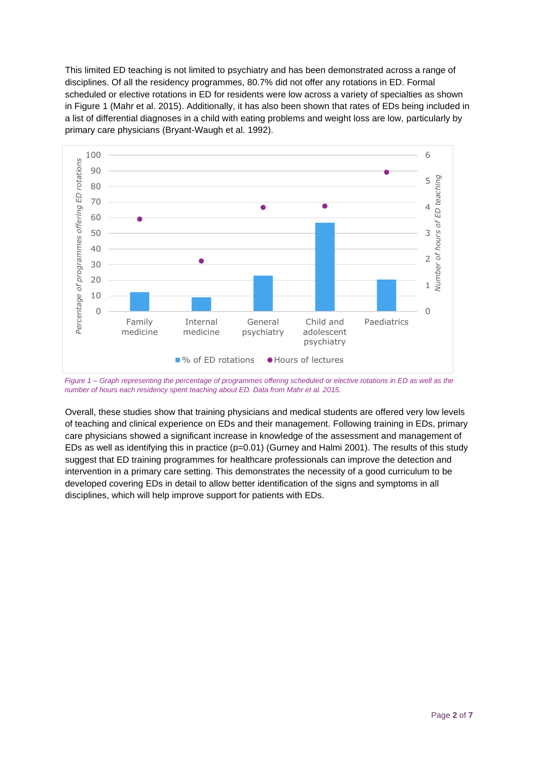This limited ED teaching is not limited to psychiatry and has been demonstrated across a range of disciplines. Of all the residency programmes, 80.7% did not offer any rotations in ED. Formal scheduled or elective rotations in ED for residents were low across a variety of specialties as shown in Figure 1 (Mahr et al. 2015). Additionally, it has also been shown that rates of EDs being included in a list of differential diagnoses in a child with eating problems and weight loss are low, particularly by primary care physicians (Bryant-Waugh et al. 1992).

*Figure 1 – Graph representing the percentage of programmes offering scheduled or elective rotations in ED as well as the number of hours each residency spent teaching about ED. Data from Mahr et al. 2015.*

Overall, these studies show that training physicians and medical students are offered very low levels of teaching and clinical experience on EDs and their management. Following training in EDs, primary care physicians showed a significant increase in knowledge of the assessment and management of EDs as well as identifying this in practice ($p=0.01$) (Gurney and Halmi 2001). The results of this study suggest that ED training programmes for healthcare professionals can improve the detection and intervention in a primary care setting. This demonstrates the necessity of a good curriculum to be developed covering EDs in detail to allow better identification of the signs and symptoms in all disciplines, which will help improve support for patients with EDs.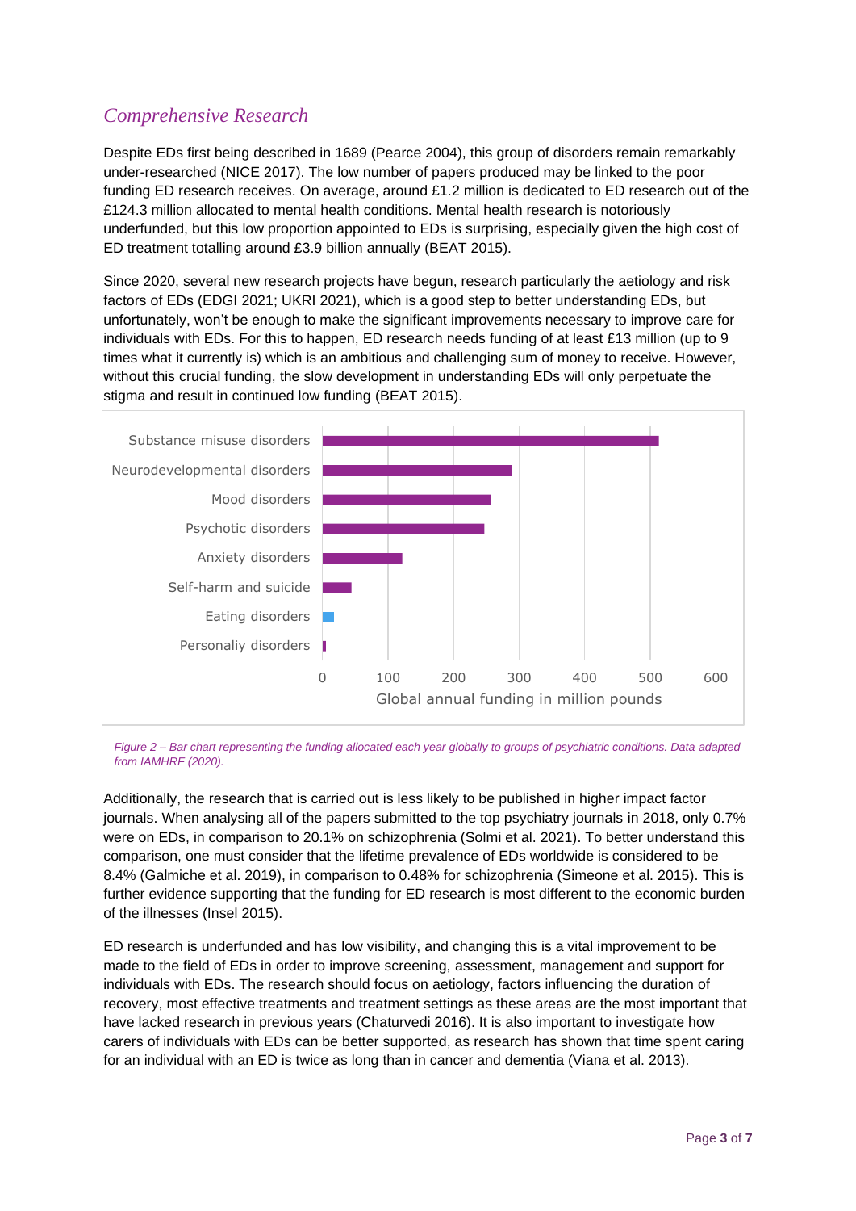## *Comprehensive Research*

Despite EDs first being described in 1689 (Pearce 2004), this group of disorders remain remarkably under-researched (NICE 2017). The low number of papers produced may be linked to the poor funding ED research receives. On average, around £1.2 million is dedicated to ED research out of the £124.3 million allocated to mental health conditions. Mental health research is notoriously underfunded, but this low proportion appointed to EDs is surprising, especially given the high cost of ED treatment totalling around £3.9 billion annually (BEAT 2015).

Since 2020, several new research projects have begun, research particularly the aetiology and risk factors of EDs (EDGI 2021; UKRI 2021), which is a good step to better understanding EDs, but unfortunately, won't be enough to make the significant improvements necessary to improve care for individuals with EDs. For this to happen, ED research needs funding of at least £13 million (up to 9 times what it currently is) which is an ambitious and challenging sum of money to receive. However, without this crucial funding, the slow development in understanding EDs will only perpetuate the stigma and result in continued low funding (BEAT 2015).

*Figure 2 – Bar chart representing the funding allocated each year globally to groups of psychiatric conditions. Data adapted from IAMHRF (2020).*

Additionally, the research that is carried out is less likely to be published in higher impact factor journals. When analysing all of the papers submitted to the top psychiatry journals in 2018, only 0.7% were on EDs, in comparison to 20.1% on schizophrenia (Solmi et al. 2021). To better understand this comparison, one must consider that the lifetime prevalence of EDs worldwide is considered to be 8.4% (Galmiche et al. 2019), in comparison to 0.48% for schizophrenia (Simeone et al. 2015). This is further evidence supporting that the funding for ED research is most different to the economic burden of the illnesses (Insel 2015).

ED research is underfunded and has low visibility, and changing this is a vital improvement to be made to the field of EDs in order to improve screening, assessment, management and support for individuals with EDs. The research should focus on aetiology, factors influencing the duration of recovery, most effective treatments and treatment settings as these areas are the most important that have lacked research in previous years (Chaturvedi 2016). It is also important to investigate how carers of individuals with EDs can be better supported, as research has shown that time spent caring for an individual with an ED is twice as long than in cancer and dementia (Viana et al. 2013).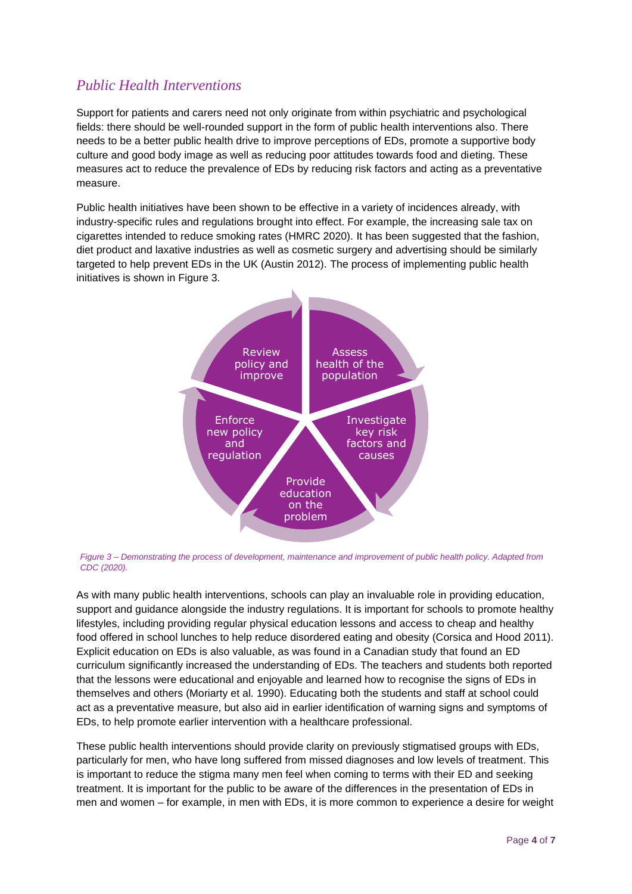## *Public Health Interventions*

Support for patients and carers need not only originate from within psychiatric and psychological fields: there should be well-rounded support in the form of public health interventions also. There needs to be a better public health drive to improve perceptions of EDs, promote a supportive body culture and good body image as well as reducing poor attitudes towards food and dieting. These measures act to reduce the prevalence of EDs by reducing risk factors and acting as a preventative measure.

Public health initiatives have been shown to be effective in a variety of incidences already, with industry-specific rules and regulations brought into effect. For example, the increasing sale tax on cigarettes intended to reduce smoking rates (HMRC 2020). It has been suggested that the fashion, diet product and laxative industries as well as cosmetic surgery and advertising should be similarly targeted to help prevent EDs in the UK (Austin 2012). The process of implementing public health initiatives is shown in Figure 3.

- Assess health of the population
- Investigate key risk factors and causes
- Provide education on the problem
- Enforce new policy and regulation
- Review policy and improve

*Figure 3 – Demonstrating the process of development, maintenance and improvement of public health policy. Adapted from CDC (2020).*

As with many public health interventions, schools can play an invaluable role in providing education, support and guidance alongside the industry regulations. It is important for schools to promote healthy lifestyles, including providing regular physical education lessons and access to cheap and healthy food offered in school lunches to help reduce disordered eating and obesity (Corsica and Hood 2011). Explicit education on EDs is also valuable, as was found in a Canadian study that found an ED curriculum significantly increased the understanding of EDs. The teachers and students both reported that the lessons were educational and enjoyable and learned how to recognise the signs of EDs in themselves and others (Moriarty et al. 1990). Educating both the students and staff at school could act as a preventative measure, but also aid in earlier identification of warning signs and symptoms of EDs, to help promote earlier intervention with a healthcare professional.

These public health interventions should provide clarity on previously stigmatised groups with EDs, particularly for men, who have long suffered from missed diagnoses and low levels of treatment. This is important to reduce the stigma many men feel when coming to terms with their ED and seeking treatment. It is important for the public to be aware of the differences in the presentation of EDs in men and women – for example, in men with EDs, it is more common to experience a desire for weight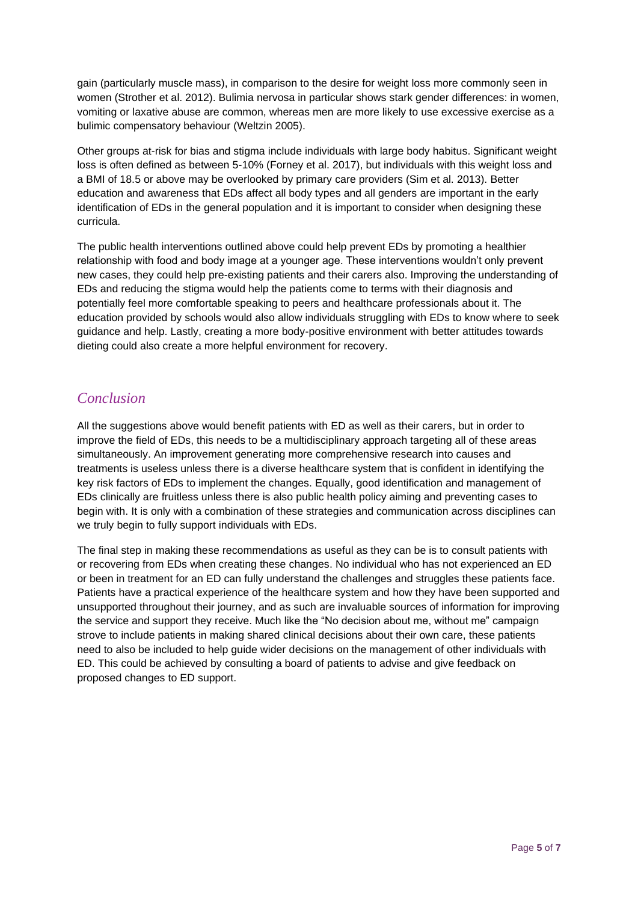gain (particularly muscle mass), in comparison to the desire for weight loss more commonly seen in women (Strother et al. 2012). Bulimia nervosa in particular shows stark gender differences: in women, vomiting or laxative abuse are common, whereas men are more likely to use excessive exercise as a bulimic compensatory behaviour (Weltzin 2005).

Other groups at-risk for bias and stigma include individuals with large body habitus. Significant weight loss is often defined as between 5-10% (Forney et al. 2017), but individuals with this weight loss and a BMI of 18.5 or above may be overlooked by primary care providers (Sim et al. 2013). Better education and awareness that EDs affect all body types and all genders are important in the early identification of EDs in the general population and it is important to consider when designing these curricula.

The public health interventions outlined above could help prevent EDs by promoting a healthier relationship with food and body image at a younger age. These interventions wouldn't only prevent new cases, they could help pre-existing patients and their carers also. Improving the understanding of EDs and reducing the stigma would help the patients come to terms with their diagnosis and potentially feel more comfortable speaking to peers and healthcare professionals about it. The education provided by schools would also allow individuals struggling with EDs to know where to seek guidance and help. Lastly, creating a more body-positive environment with better attitudes towards dieting could also create a more helpful environment for recovery.

## *Conclusion*

All the suggestions above would benefit patients with ED as well as their carers, but in order to improve the field of EDs, this needs to be a multidisciplinary approach targeting all of these areas simultaneously. An improvement generating more comprehensive research into causes and treatments is useless unless there is a diverse healthcare system that is confident in identifying the key risk factors of EDs to implement the changes. Equally, good identification and management of EDs clinically are fruitless unless there is also public health policy aiming and preventing cases to begin with. It is only with a combination of these strategies and communication across disciplines can we truly begin to fully support individuals with EDs.

The final step in making these recommendations as useful as they can be is to consult patients with or recovering from EDs when creating these changes. No individual who has not experienced an ED or been in treatment for an ED can fully understand the challenges and struggles these patients face. Patients have a practical experience of the healthcare system and how they have been supported and unsupported throughout their journey, and as such are invaluable sources of information for improving the service and support they receive. Much like the "No decision about me, without me" campaign strove to include patients in making shared clinical decisions about their own care, these patients need to also be included to help guide wider decisions on the management of other individuals with ED. This could be achieved by consulting a board of patients to advise and give feedback on proposed changes to ED support.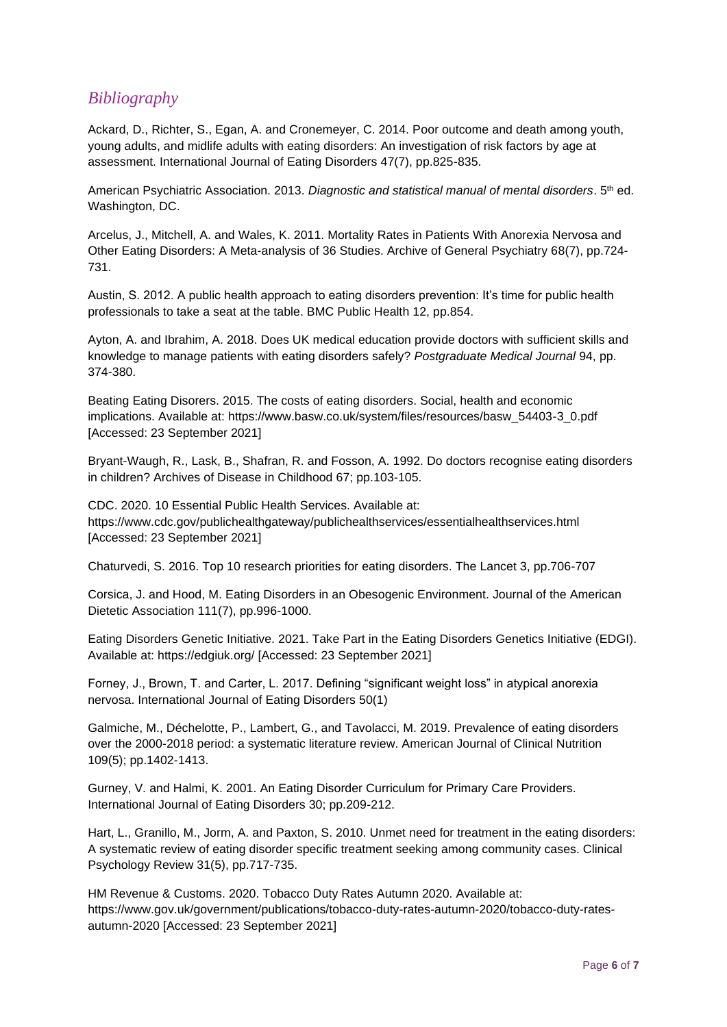## *Bibliography*

Ackard, D., Richter, S., Egan, A. and Cronemeyer, C. 2014. Poor outcome and death among youth, young adults, and midlife adults with eating disorders: An investigation of risk factors by age at assessment. International Journal of Eating Disorders 47(7), pp.825-835.

American Psychiatric Association. 2013. *Diagnostic and statistical manual of mental disorders*. 5th ed. Washington, DC.

Arcelus, J., Mitchell, A. and Wales, K. 2011. Mortality Rates in Patients With Anorexia Nervosa and Other Eating Disorders: A Meta-analysis of 36 Studies. Archive of General Psychiatry 68(7), pp.724-731.

Austin, S. 2012. A public health approach to eating disorders prevention: It's time for public health professionals to take a seat at the table. BMC Public Health 12, pp.854.

Ayton, A. and Ibrahim, A. 2018. Does UK medical education provide doctors with sufficient skills and knowledge to manage patients with eating disorders safely? *Postgraduate Medical Journal* 94, pp. 374-380.

Beating Eating Disorers. 2015. The costs of eating disorders. Social, health and economic implications. Available at: https://www.basw.co.uk/system/files/resources/basw_54403-3_0.pdf [Accessed: 23 September 2021]

Bryant-Waugh, R., Lask, B., Shafran, R. and Fosson, A. 1992. Do doctors recognise eating disorders in children? Archives of Disease in Childhood 67; pp.103-105.

CDC. 2020. 10 Essential Public Health Services. Available at: https://www.cdc.gov/publichealthgateway/publichealthservices/essentialhealthservices.html [Accessed: 23 September 2021]

Chaturvedi, S. 2016. Top 10 research priorities for eating disorders. The Lancet 3, pp.706-707

Corsica, J. and Hood, M. Eating Disorders in an Obesogenic Environment. Journal of the American Dietetic Association 111(7), pp.996-1000.

Eating Disorders Genetic Initiative. 2021. Take Part in the Eating Disorders Genetics Initiative (EDGI). Available at: https://edgiuk.org/ [Accessed: 23 September 2021]

Forney, J., Brown, T. and Carter, L. 2017. Defining "significant weight loss" in atypical anorexia nervosa. International Journal of Eating Disorders 50(1)

Galmiche, M., Déchelotte, P., Lambert, G., and Tavolacci, M. 2019. Prevalence of eating disorders over the 2000-2018 period: a systematic literature review. American Journal of Clinical Nutrition 109(5); pp.1402-1413.

Gurney, V. and Halmi, K. 2001. An Eating Disorder Curriculum for Primary Care Providers. International Journal of Eating Disorders 30; pp.209-212.

Hart, L., Granillo, M., Jorm, A. and Paxton, S. 2010. Unmet need for treatment in the eating disorders: A systematic review of eating disorder specific treatment seeking among community cases. Clinical Psychology Review 31(5), pp.717-735.

HM Revenue & Customs. 2020. Tobacco Duty Rates Autumn 2020. Available at: https://www.gov.uk/government/publications/tobacco-duty-rates-autumn-2020/tobacco-duty-rates-autumn-2020 [Accessed: 23 September 2021]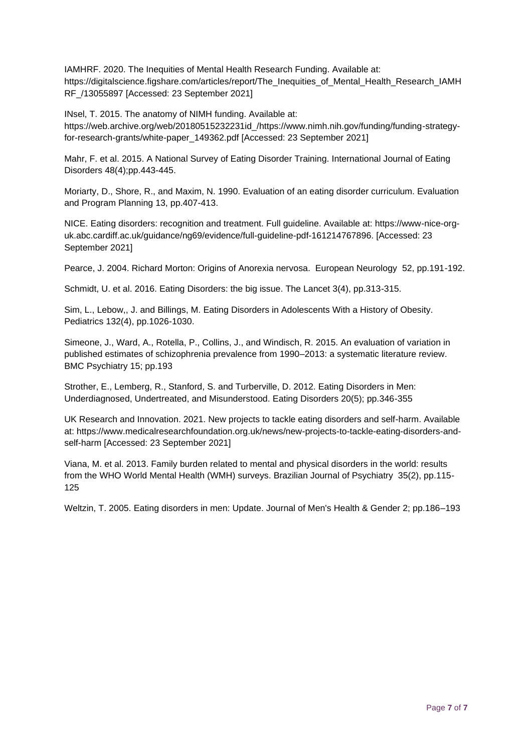IAMHRF. 2020. The Inequities of Mental Health Research Funding. Available at: https://digitalscience.figshare.com/articles/report/The_Inequities_of_Mental_Health_Research_IAMHRF_/13055897 [Accessed: 23 September 2021]

INsel, T. 2015. The anatomy of NIMH funding. Available at: https://web.archive.org/web/20180515232231id_/https://www.nimh.nih.gov/funding/funding-strategy-for-research-grants/white-paper_149362.pdf [Accessed: 23 September 2021]

Mahr, F. et al. 2015. A National Survey of Eating Disorder Training. International Journal of Eating Disorders 48(4);pp.443-445.

Moriarty, D., Shore, R., and Maxim, N. 1990. Evaluation of an eating disorder curriculum. Evaluation and Program Planning 13, pp.407-413.

NICE. Eating disorders: recognition and treatment. Full guideline. Available at: https://www-nice-org-uk.abc.cardiff.ac.uk/guidance/ng69/evidence/full-guideline-pdf-161214767896. [Accessed: 23 September 2021]

Pearce, J. 2004. Richard Morton: Origins of Anorexia nervosa. European Neurology 52, pp.191-192.

Schmidt, U. et al. 2016. Eating Disorders: the big issue. The Lancet 3(4), pp.313-315.

Sim, L., Lebow,, J. and Billings, M. Eating Disorders in Adolescents With a History of Obesity. Pediatrics 132(4), pp.1026-1030.

Simeone, J., Ward, A., Rotella, P., Collins, J., and Windisch, R. 2015. An evaluation of variation in published estimates of schizophrenia prevalence from 1990–2013: a systematic literature review. BMC Psychiatry 15; pp.193

Strother, E., Lemberg, R., Stanford, S. and Turberville, D. 2012. Eating Disorders in Men: Underdiagnosed, Undertreated, and Misunderstood. Eating Disorders 20(5); pp.346-355

UK Research and Innovation. 2021. New projects to tackle eating disorders and self-harm. Available at: https://www.medicalresearchfoundation.org.uk/news/new-projects-to-tackle-eating-disorders-and-self-harm [Accessed: 23 September 2021]

Viana, M. et al. 2013. Family burden related to mental and physical disorders in the world: results from the WHO World Mental Health (WMH) surveys. Brazilian Journal of Psychiatry 35(2), pp.115-125

Weltzin, T. 2005. Eating disorders in men: Update. Journal of Men's Health & Gender 2; pp.186–193